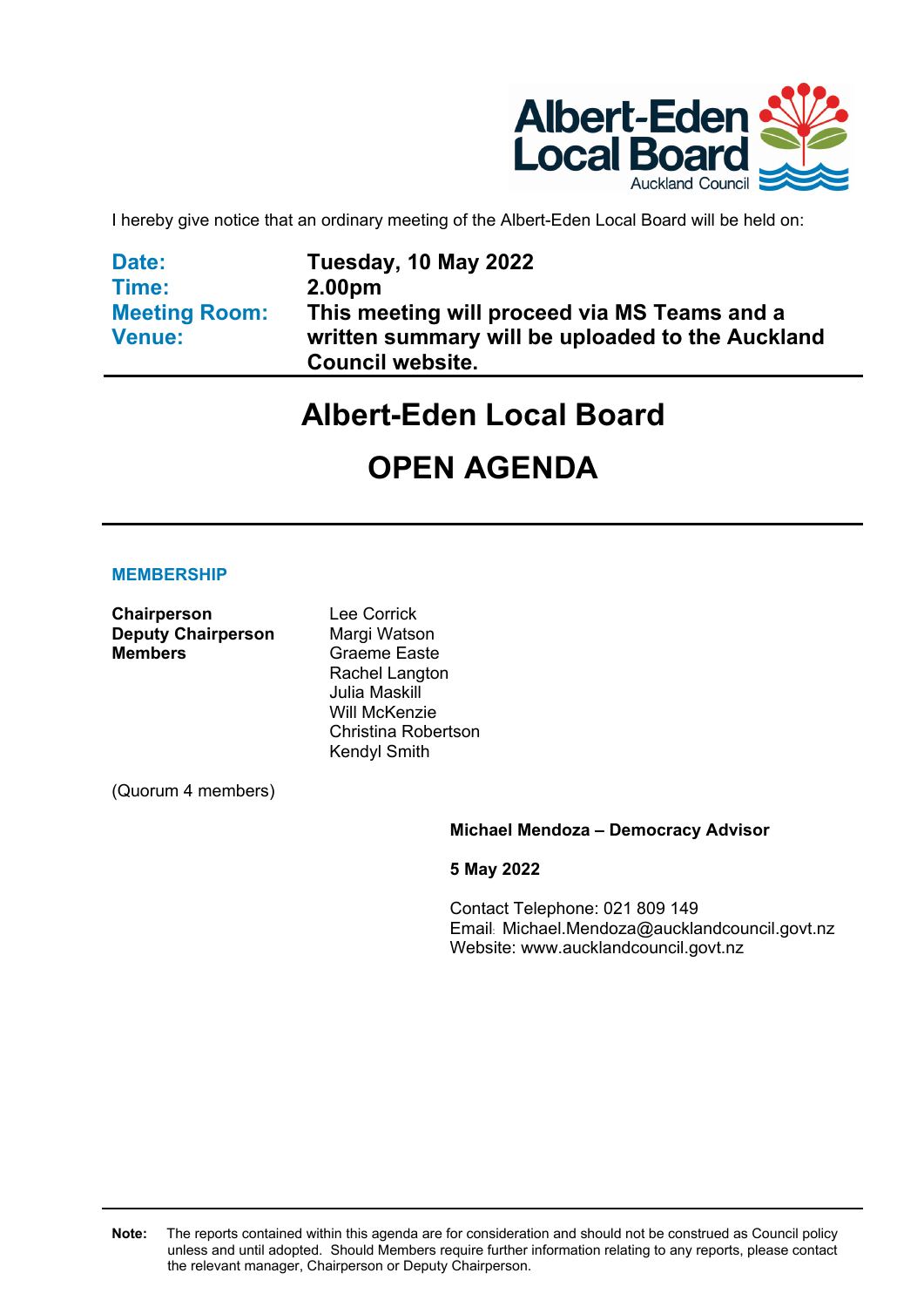I hereby give notice that an ordinary meeting of the Albert-Eden Local Board will be held on:

| | |
|---|---|
| **Date:** | **Tuesday, 10 May 2022** |
| **Time:** | **2.00pm** |
| **Meeting Room:** | **This meeting will proceed via MS Teams and a** |
| **Venue:** | **written summary will be uploaded to the Auckland Council website.** |

# Albert-Eden Local Board

# OPEN AGENDA

## MEMBERSHIP

| | |
|---|---|
| **Chairperson** | Lee Corrick |
| **Deputy Chairperson** | Margi Watson |
| **Members** | Graeme Easte |
| | Rachel Langton |
| | Julia Maskill |
| | Will McKenzie |
| | Christina Robertson |
| | Kendyl Smith |

(Quorum 4 members)

**Michael Mendoza – Democracy Advisor**

**5 May 2022**

Contact Telephone: 021 809 149
Email: Michael.Mendoza@aucklandcouncil.govt.nz
Website: www.aucklandcouncil.govt.nz

**Note:** The reports contained within this agenda are for consideration and should not be construed as Council policy unless and until adopted. Should Members require further information relating to any reports, please contact the relevant manager, Chairperson or Deputy Chairperson.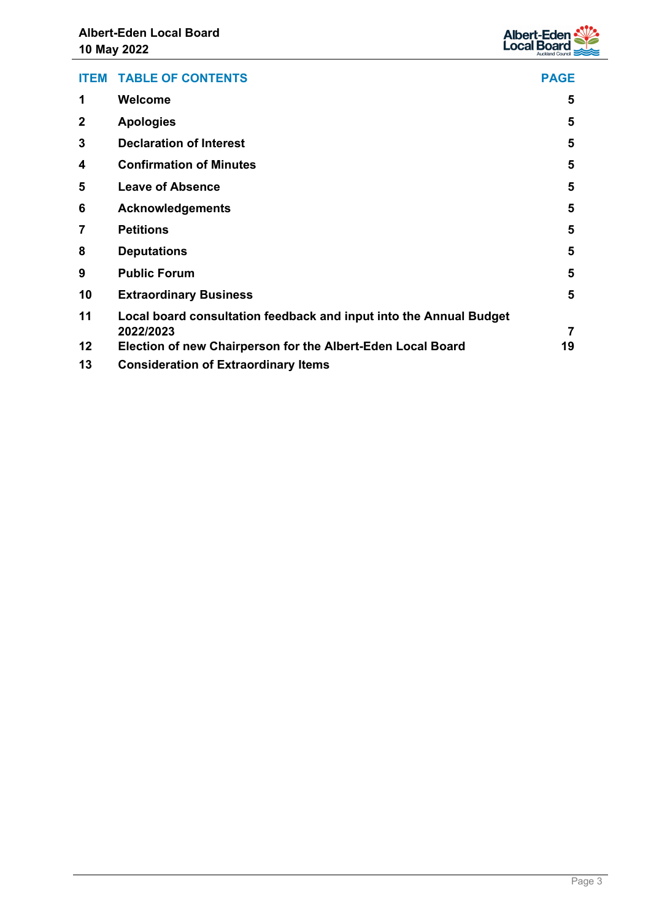| ITEM | TABLE OF CONTENTS | PAGE |
|---|---|---|
| 1 | **Welcome** | 5 |
| 2 | **Apologies** | 5 |
| 3 | **Declaration of Interest** | 5 |
| 4 | **Confirmation of Minutes** | 5 |
| 5 | **Leave of Absence** | 5 |
| 6 | **Acknowledgements** | 5 |
| 7 | **Petitions** | 5 |
| 8 | **Deputations** | 5 |
| 9 | **Public Forum** | 5 |
| 10 | **Extraordinary Business** | 5 |
| 11 | **Local board consultation feedback and input into the Annual Budget 2022/2023** | 7 |
| 12 | **Election of new Chairperson for the Albert-Eden Local Board** | 19 |
| 13 | **Consideration of Extraordinary Items** | |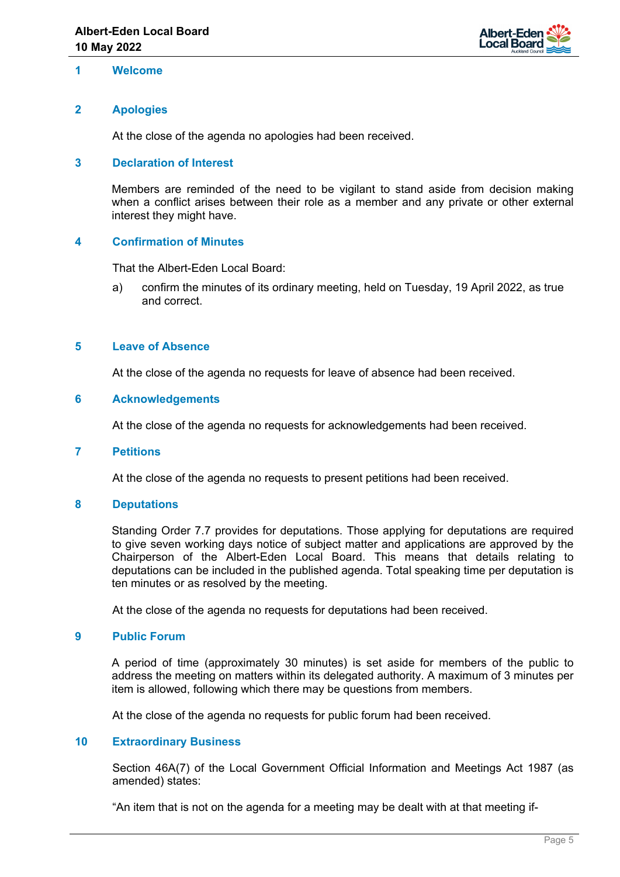## 1 Welcome

## 2 Apologies

At the close of the agenda no apologies had been received.

## 3 Declaration of Interest

Members are reminded of the need to be vigilant to stand aside from decision making when a conflict arises between their role as a member and any private or other external interest they might have.

## 4 Confirmation of Minutes

That the Albert-Eden Local Board:

a) confirm the minutes of its ordinary meeting, held on Tuesday, 19 April 2022, as true and correct.

## 5 Leave of Absence

At the close of the agenda no requests for leave of absence had been received.

## 6 Acknowledgements

At the close of the agenda no requests for acknowledgements had been received.

## 7 Petitions

At the close of the agenda no requests to present petitions had been received.

## 8 Deputations

Standing Order 7.7 provides for deputations. Those applying for deputations are required to give seven working days notice of subject matter and applications are approved by the Chairperson of the Albert-Eden Local Board. This means that details relating to deputations can be included in the published agenda. Total speaking time per deputation is ten minutes or as resolved by the meeting.

At the close of the agenda no requests for deputations had been received.

## 9 Public Forum

A period of time (approximately 30 minutes) is set aside for members of the public to address the meeting on matters within its delegated authority. A maximum of 3 minutes per item is allowed, following which there may be questions from members.

At the close of the agenda no requests for public forum had been received.

## 10 Extraordinary Business

Section 46A(7) of the Local Government Official Information and Meetings Act 1987 (as amended) states:

"An item that is not on the agenda for a meeting may be dealt with at that meeting if-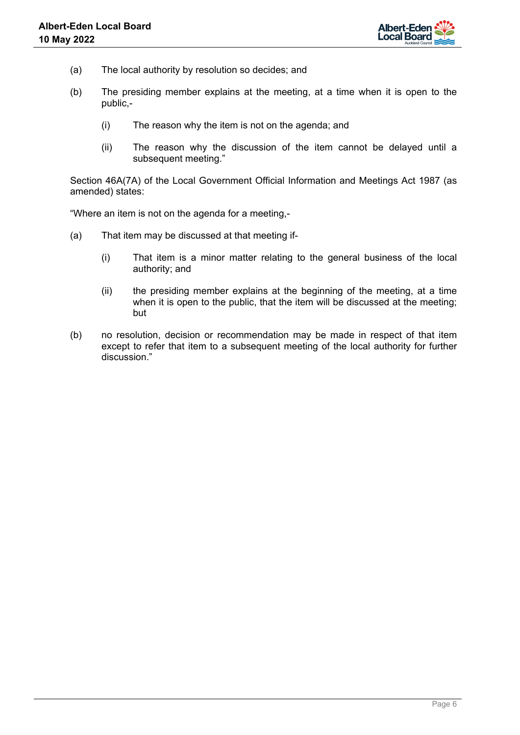(a) The local authority by resolution so decides; and

(b) The presiding member explains at the meeting, at a time when it is open to the public,-

    (i) The reason why the item is not on the agenda; and

    (ii) The reason why the discussion of the item cannot be delayed until a subsequent meeting."

Section 46A(7A) of the Local Government Official Information and Meetings Act 1987 (as amended) states:

"Where an item is not on the agenda for a meeting,-

(a) That item may be discussed at that meeting if-

    (i) That item is a minor matter relating to the general business of the local authority; and

    (ii) the presiding member explains at the beginning of the meeting, at a time when it is open to the public, that the item will be discussed at the meeting; but

(b) no resolution, decision or recommendation may be made in respect of that item except to refer that item to a subsequent meeting of the local authority for further discussion."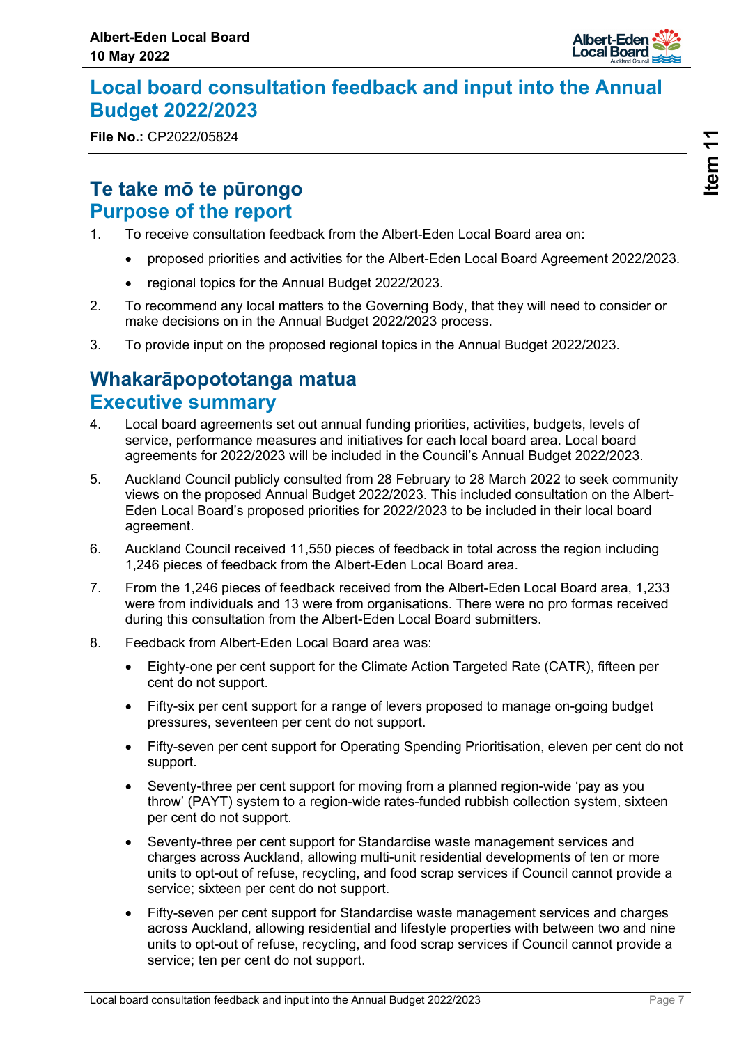# Local board consultation feedback and input into the Annual Budget 2022/2023

**File No.:** CP2022/05824

## Te take mō te pūrongo
## Purpose of the report

1. To receive consultation feedback from the Albert-Eden Local Board area on:
   - proposed priorities and activities for the Albert-Eden Local Board Agreement 2022/2023.
   - regional topics for the Annual Budget 2022/2023.
2. To recommend any local matters to the Governing Body, that they will need to consider or make decisions on in the Annual Budget 2022/2023 process.
3. To provide input on the proposed regional topics in the Annual Budget 2022/2023.

## Whakarāpopototanga matua
## Executive summary

4. Local board agreements set out annual funding priorities, activities, budgets, levels of service, performance measures and initiatives for each local board area. Local board agreements for 2022/2023 will be included in the Council's Annual Budget 2022/2023.
5. Auckland Council publicly consulted from 28 February to 28 March 2022 to seek community views on the proposed Annual Budget 2022/2023. This included consultation on the Albert-Eden Local Board's proposed priorities for 2022/2023 to be included in their local board agreement.
6. Auckland Council received 11,550 pieces of feedback in total across the region including 1,246 pieces of feedback from the Albert-Eden Local Board area.
7. From the 1,246 pieces of feedback received from the Albert-Eden Local Board area, 1,233 were from individuals and 13 were from organisations. There were no pro formas received during this consultation from the Albert-Eden Local Board submitters.
8. Feedback from Albert-Eden Local Board area was:
   - Eighty-one per cent support for the Climate Action Targeted Rate (CATR), fifteen per cent do not support.
   - Fifty-six per cent support for a range of levers proposed to manage on-going budget pressures, seventeen per cent do not support.
   - Fifty-seven per cent support for Operating Spending Prioritisation, eleven per cent do not support.
   - Seventy-three per cent support for moving from a planned region-wide 'pay as you throw' (PAYT) system to a region-wide rates-funded rubbish collection system, sixteen per cent do not support.
   - Seventy-three per cent support for Standardise waste management services and charges across Auckland, allowing multi-unit residential developments of ten or more units to opt-out of refuse, recycling, and food scrap services if Council cannot provide a service; sixteen per cent do not support.
   - Fifty-seven per cent support for Standardise waste management services and charges across Auckland, allowing residential and lifestyle properties with between two and nine units to opt-out of refuse, recycling, and food scrap services if Council cannot provide a service; ten per cent do not support.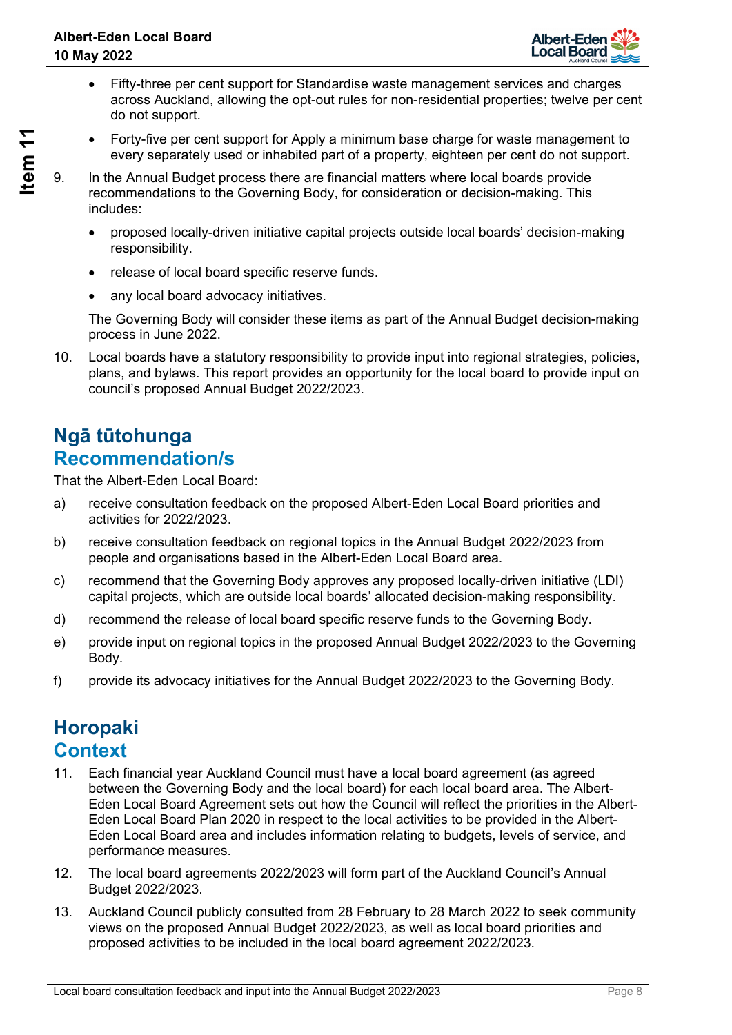- Fifty-three per cent support for Standardise waste management services and charges across Auckland, allowing the opt-out rules for non-residential properties; twelve per cent do not support.
- Forty-five per cent support for Apply a minimum base charge for waste management to every separately used or inhabited part of a property, eighteen per cent do not support.

9. In the Annual Budget process there are financial matters where local boards provide recommendations to the Governing Body, for consideration or decision-making. This includes:
   - proposed locally-driven initiative capital projects outside local boards' decision-making responsibility.
   - release of local board specific reserve funds.
   - any local board advocacy initiatives.

   The Governing Body will consider these items as part of the Annual Budget decision-making process in June 2022.

10. Local boards have a statutory responsibility to provide input into regional strategies, policies, plans, and bylaws. This report provides an opportunity for the local board to provide input on council's proposed Annual Budget 2022/2023.

## Ngā tūtohunga
## Recommendation/s

That the Albert-Eden Local Board:

a) receive consultation feedback on the proposed Albert-Eden Local Board priorities and activities for 2022/2023.

b) receive consultation feedback on regional topics in the Annual Budget 2022/2023 from people and organisations based in the Albert-Eden Local Board area.

c) recommend that the Governing Body approves any proposed locally-driven initiative (LDI) capital projects, which are outside local boards' allocated decision-making responsibility.

d) recommend the release of local board specific reserve funds to the Governing Body.

e) provide input on regional topics in the proposed Annual Budget 2022/2023 to the Governing Body.

f) provide its advocacy initiatives for the Annual Budget 2022/2023 to the Governing Body.

## Horopaki
## Context

11. Each financial year Auckland Council must have a local board agreement (as agreed between the Governing Body and the local board) for each local board area. The Albert-Eden Local Board Agreement sets out how the Council will reflect the priorities in the Albert-Eden Local Board Plan 2020 in respect to the local activities to be provided in the Albert-Eden Local Board area and includes information relating to budgets, levels of service, and performance measures.

12. The local board agreements 2022/2023 will form part of the Auckland Council's Annual Budget 2022/2023.

13. Auckland Council publicly consulted from 28 February to 28 March 2022 to seek community views on the proposed Annual Budget 2022/2023, as well as local board priorities and proposed activities to be included in the local board agreement 2022/2023.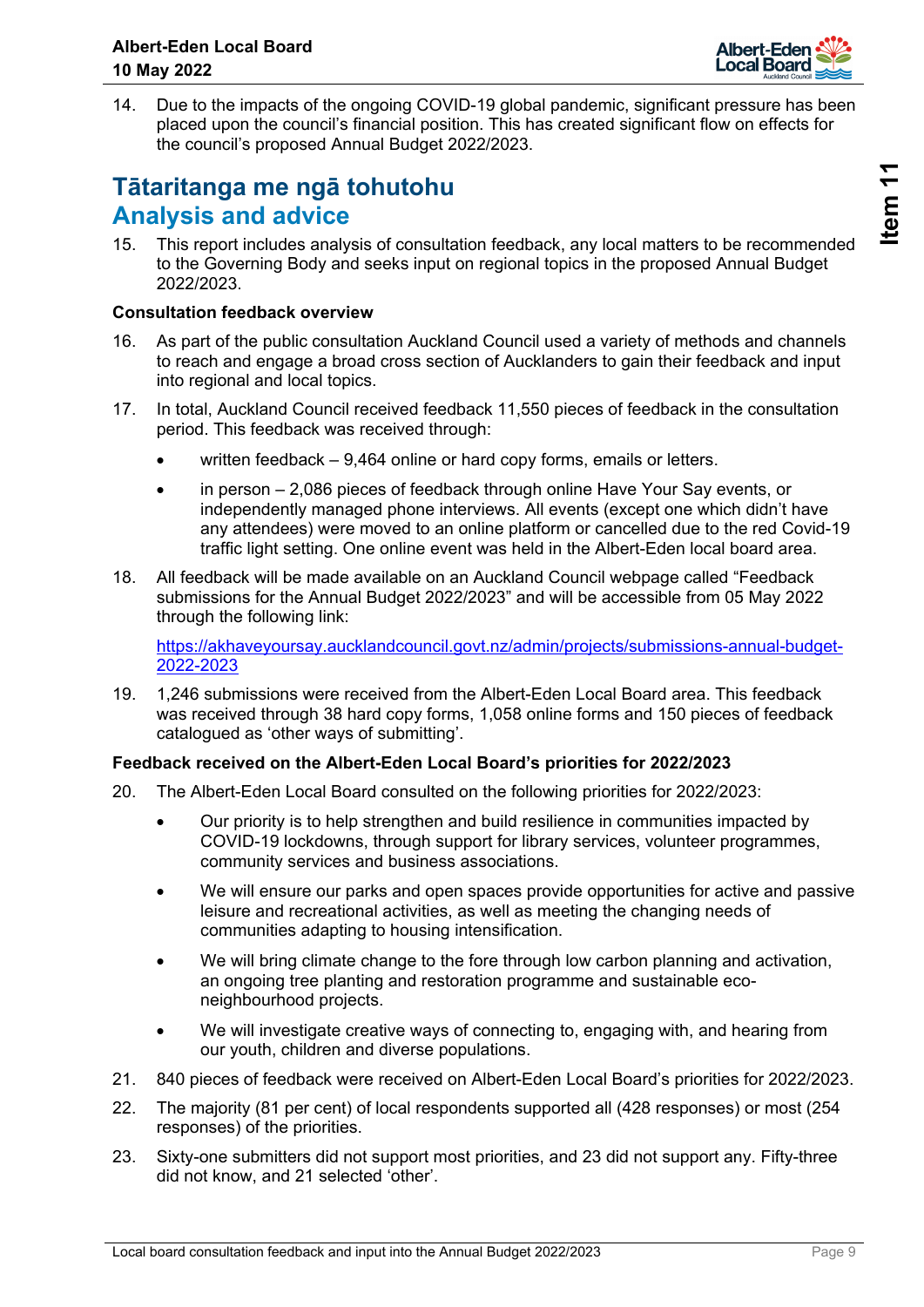14. Due to the impacts of the ongoing COVID-19 global pandemic, significant pressure has been placed upon the council's financial position. This has created significant flow on effects for the council's proposed Annual Budget 2022/2023.

## Tātaritanga me ngā tohutohu
## Analysis and advice

15. This report includes analysis of consultation feedback, any local matters to be recommended to the Governing Body and seeks input on regional topics in the proposed Annual Budget 2022/2023.

**Consultation feedback overview**

16. As part of the public consultation Auckland Council used a variety of methods and channels to reach and engage a broad cross section of Aucklanders to gain their feedback and input into regional and local topics.

17. In total, Auckland Council received feedback 11,550 pieces of feedback in the consultation period. This feedback was received through:

    - written feedback – 9,464 online or hard copy forms, emails or letters.
    - in person – 2,086 pieces of feedback through online Have Your Say events, or independently managed phone interviews. All events (except one which didn't have any attendees) were moved to an online platform or cancelled due to the red Covid-19 traffic light setting. One online event was held in the Albert-Eden local board area.

18. All feedback will be made available on an Auckland Council webpage called "Feedback submissions for the Annual Budget 2022/2023" and will be accessible from 05 May 2022 through the following link:

    https://akhaveyoursay.aucklandcouncil.govt.nz/admin/projects/submissions-annual-budget-2022-2023

19. 1,246 submissions were received from the Albert-Eden Local Board area. This feedback was received through 38 hard copy forms, 1,058 online forms and 150 pieces of feedback catalogued as 'other ways of submitting'.

**Feedback received on the Albert-Eden Local Board's priorities for 2022/2023**

20. The Albert-Eden Local Board consulted on the following priorities for 2022/2023:

    - Our priority is to help strengthen and build resilience in communities impacted by COVID-19 lockdowns, through support for library services, volunteer programmes, community services and business associations.
    - We will ensure our parks and open spaces provide opportunities for active and passive leisure and recreational activities, as well as meeting the changing needs of communities adapting to housing intensification.
    - We will bring climate change to the fore through low carbon planning and activation, an ongoing tree planting and restoration programme and sustainable eco-neighbourhood projects.
    - We will investigate creative ways of connecting to, engaging with, and hearing from our youth, children and diverse populations.

21. 840 pieces of feedback were received on Albert-Eden Local Board's priorities for 2022/2023.

22. The majority (81 per cent) of local respondents supported all (428 responses) or most (254 responses) of the priorities.

23. Sixty-one submitters did not support most priorities, and 23 did not support any. Fifty-three did not know, and 21 selected 'other'.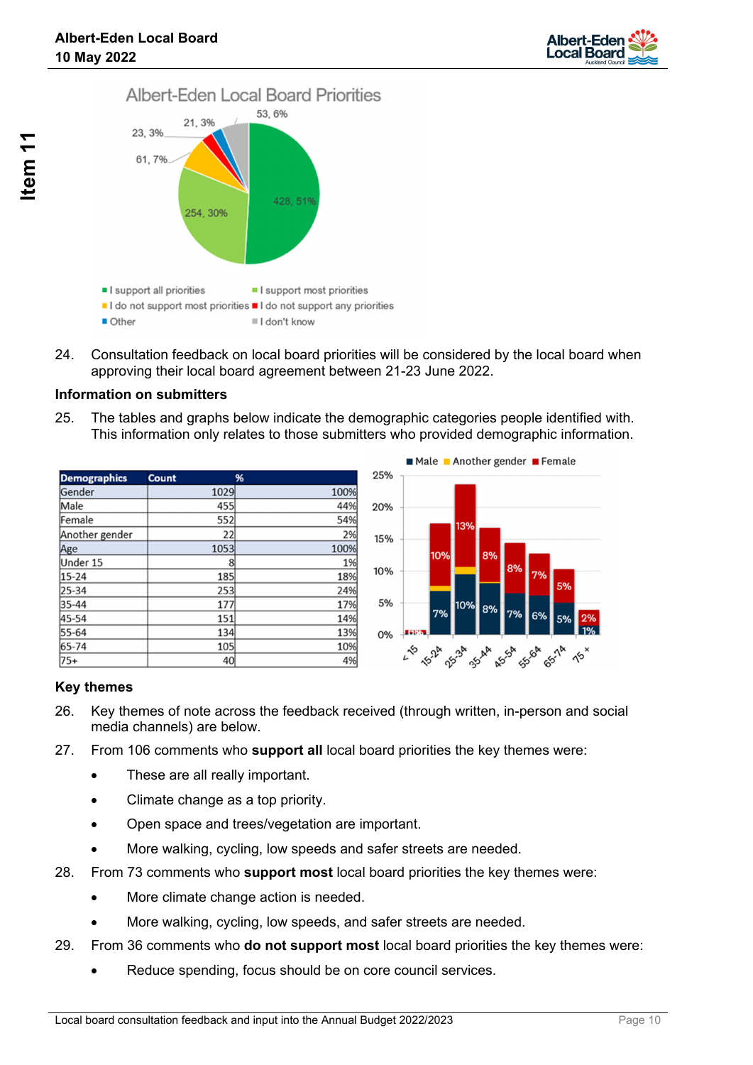Albert-Eden Local Board Priorities

- I support all priorities: 428, 51%
- I support most priorities: 254, 30%
- I do not support most priorities: 61, 7%
- I do not support any priorities: 23, 3%
- Other: 21, 3%
- I don't know: 53, 6%

24. Consultation feedback on local board priorities will be considered by the local board when approving their local board agreement between 21-23 June 2022.

**Information on submitters**

25. The tables and graphs below indicate the demographic categories people identified with. This information only relates to those submitters who provided demographic information.

| Demographics | Count | % |
|---|---|---|
| Gender | 1029 | 100% |
| Male | 455 | 44% |
| Female | 552 | 54% |
| Another gender | 22 | 2% |
| Age | 1053 | 100% |
| Under 15 | 8 | 1% |
| 15-24 | 185 | 18% |
| 25-34 | 253 | 24% |
| 35-44 | 177 | 17% |
| 45-54 | 151 | 14% |
| 55-64 | 134 | 13% |
| 65-74 | 105 | 10% |
| 75+ | 40 | 4% |

| Age | Male | Female |
|---|---|---|
| < 15 | 0% | 0% |
| 15-24 | 7% | 10% |
| 25-34 | 10% | 13% |
| 35-44 | 8% | 8% |
| 45-54 | 7% | 8% |
| 55-64 | 6% | 7% |
| 65-74 | 5% | 5% |
| 75 + | 1% | 2% |

**Key themes**

26. Key themes of note across the feedback received (through written, in-person and social media channels) are below.

27. From 106 comments who **support all** local board priorities the key themes were:
    - These are all really important.
    - Climate change as a top priority.
    - Open space and trees/vegetation are important.
    - More walking, cycling, low speeds and safer streets are needed.

28. From 73 comments who **support most** local board priorities the key themes were:
    - More climate change action is needed.
    - More walking, cycling, low speeds, and safer streets are needed.

29. From 36 comments who **do not support most** local board priorities the key themes were:
    - Reduce spending, focus should be on core council services.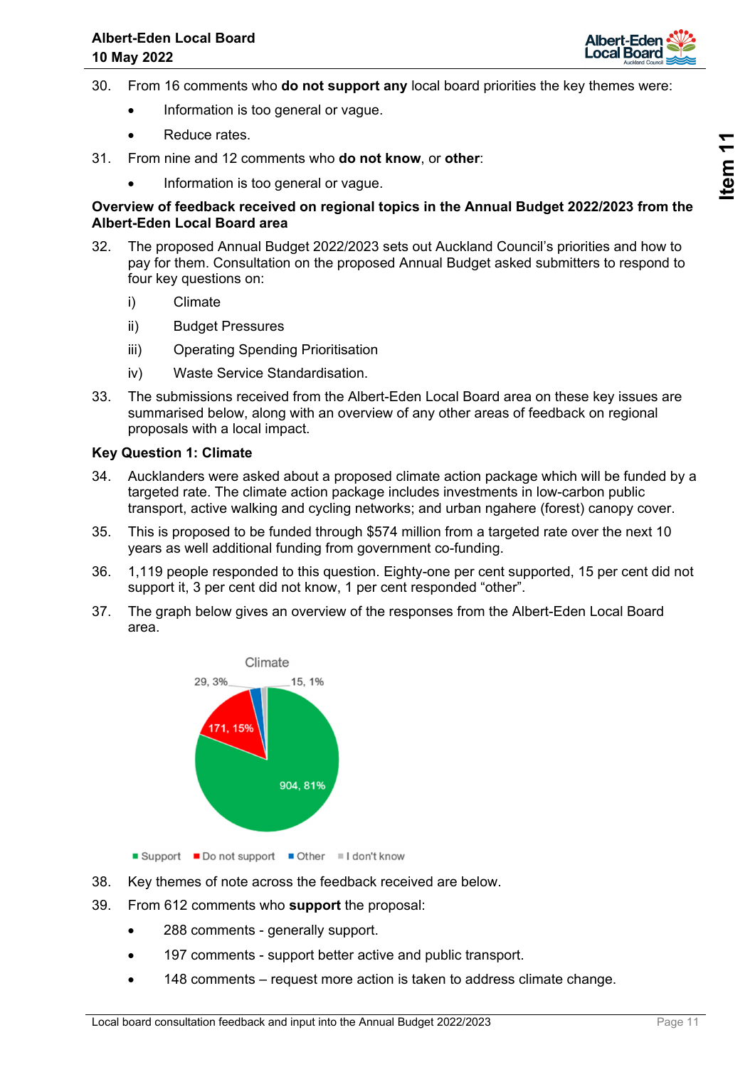30. From 16 comments who **do not support any** local board priorities the key themes were:
    - Information is too general or vague.
    - Reduce rates.
31. From nine and 12 comments who **do not know**, or **other**:
    - Information is too general or vague.

**Overview of feedback received on regional topics in the Annual Budget 2022/2023 from the Albert-Eden Local Board area**

32. The proposed Annual Budget 2022/2023 sets out Auckland Council's priorities and how to pay for them. Consultation on the proposed Annual Budget asked submitters to respond to four key questions on:
    i) Climate
    ii) Budget Pressures
    iii) Operating Spending Prioritisation
    iv) Waste Service Standardisation.
33. The submissions received from the Albert-Eden Local Board area on these key issues are summarised below, along with an overview of any other areas of feedback on regional proposals with a local impact.

**Key Question 1: Climate**

34. Aucklanders were asked about a proposed climate action package which will be funded by a targeted rate. The climate action package includes investments in low-carbon public transport, active walking and cycling networks; and urban ngahere (forest) canopy cover.
35. This is proposed to be funded through $574 million from a targeted rate over the next 10 years as well additional funding from government co-funding.
36. 1,119 people responded to this question. Eighty-one per cent supported, 15 per cent did not support it, 3 per cent did not know, 1 per cent responded "other".
37. The graph below gives an overview of the responses from the Albert-Eden Local Board area.

Climate

| Response | Count | Percentage |
|---|---|---|
| Support | 904 | 81% |
| Do not support | 171 | 15% |
| Other | 29 | 3% |
| I don't know | 15 | 1% |

38. Key themes of note across the feedback received are below.
39. From 612 comments who **support** the proposal:
    - 288 comments - generally support.
    - 197 comments - support better active and public transport.
    - 148 comments – request more action is taken to address climate change.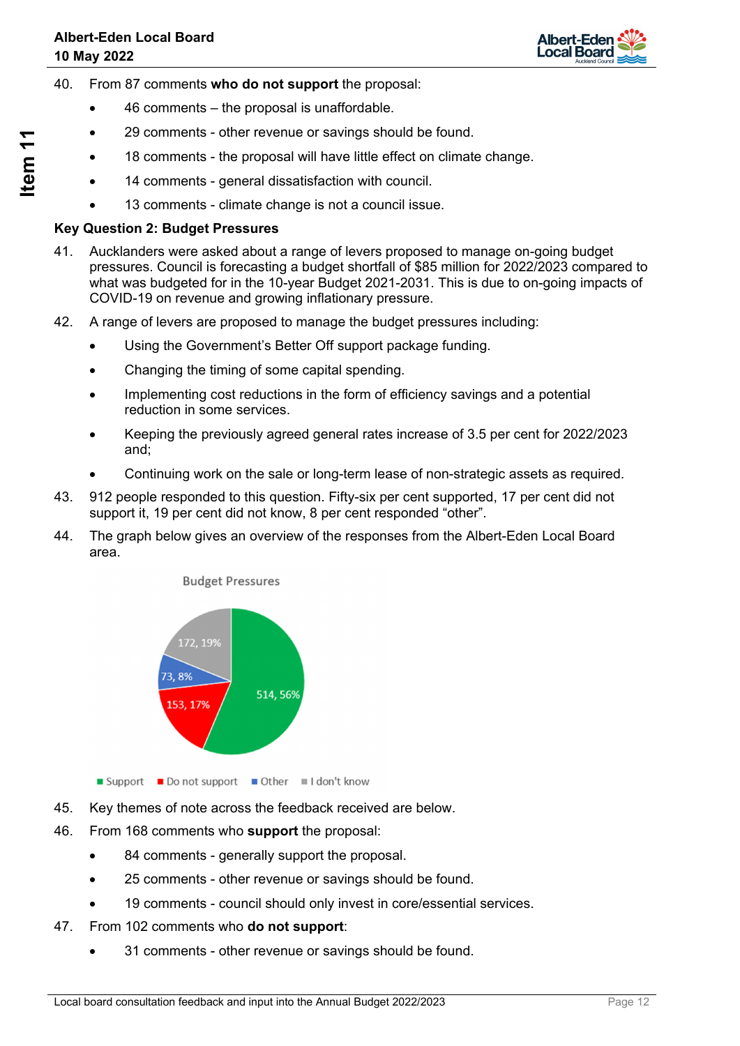40. From 87 comments **who do not support** the proposal:

  - 46 comments – the proposal is unaffordable.
  - 29 comments - other revenue or savings should be found.
  - 18 comments - the proposal will have little effect on climate change.
  - 14 comments - general dissatisfaction with council.
  - 13 comments - climate change is not a council issue.

**Key Question 2: Budget Pressures**

41. Aucklanders were asked about a range of levers proposed to manage on-going budget pressures. Council is forecasting a budget shortfall of $85 million for 2022/2023 compared to what was budgeted for in the 10-year Budget 2021-2031. This is due to on-going impacts of COVID-19 on revenue and growing inflationary pressure.

42. A range of levers are proposed to manage the budget pressures including:

  - Using the Government's Better Off support package funding.
  - Changing the timing of some capital spending.
  - Implementing cost reductions in the form of efficiency savings and a potential reduction in some services.
  - Keeping the previously agreed general rates increase of 3.5 per cent for 2022/2023 and;
  - Continuing work on the sale or long-term lease of non-strategic assets as required.

43. 912 people responded to this question. Fifty-six per cent supported, 17 per cent did not support it, 19 per cent did not know, 8 per cent responded "other".

44. The graph below gives an overview of the responses from the Albert-Eden Local Board area.

Budget Pressures

| Response | Count, % |
|---|---|
| Support | 514, 56% |
| Do not support | 153, 17% |
| Other | 73, 8% |
| I don't know | 172, 19% |

45. Key themes of note across the feedback received are below.

46. From 168 comments who **support** the proposal:

  - 84 comments - generally support the proposal.
  - 25 comments - other revenue or savings should be found.
  - 19 comments - council should only invest in core/essential services.

47. From 102 comments who **do not support**:

  - 31 comments - other revenue or savings should be found.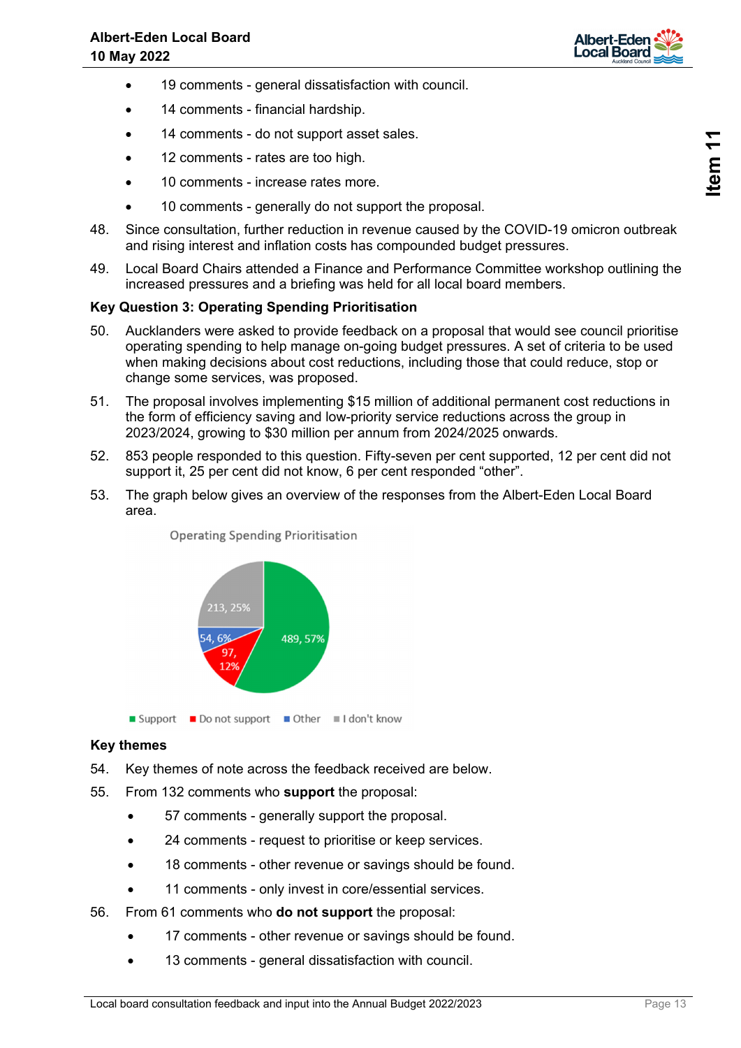- 19 comments - general dissatisfaction with council.
- 14 comments - financial hardship.
- 14 comments - do not support asset sales.
- 12 comments - rates are too high.
- 10 comments - increase rates more.
- 10 comments - generally do not support the proposal.

48. Since consultation, further reduction in revenue caused by the COVID-19 omicron outbreak and rising interest and inflation costs has compounded budget pressures.

49. Local Board Chairs attended a Finance and Performance Committee workshop outlining the increased pressures and a briefing was held for all local board members.

**Key Question 3: Operating Spending Prioritisation**

50. Aucklanders were asked to provide feedback on a proposal that would see council prioritise operating spending to help manage on-going budget pressures. A set of criteria to be used when making decisions about cost reductions, including those that could reduce, stop or change some services, was proposed.

51. The proposal involves implementing $15 million of additional permanent cost reductions in the form of efficiency saving and low-priority service reductions across the group in 2023/2024, growing to $30 million per annum from 2024/2025 onwards.

52. 853 people responded to this question. Fifty-seven per cent supported, 12 per cent did not support it, 25 per cent did not know, 6 per cent responded "other".

53. The graph below gives an overview of the responses from the Albert-Eden Local Board area.

Operating Spending Prioritisation

| Response | Count | Percentage |
|---|---|---|
| Support | 489 | 57% |
| Do not support | 97 | 12% |
| Other | 54 | 6% |
| I don't know | 213 | 25% |

**Key themes**

54. Key themes of note across the feedback received are below.

55. From 132 comments who **support** the proposal:
    - 57 comments - generally support the proposal.
    - 24 comments - request to prioritise or keep services.
    - 18 comments - other revenue or savings should be found.
    - 11 comments - only invest in core/essential services.

56. From 61 comments who **do not support** the proposal:
    - 17 comments - other revenue or savings should be found.
    - 13 comments - general dissatisfaction with council.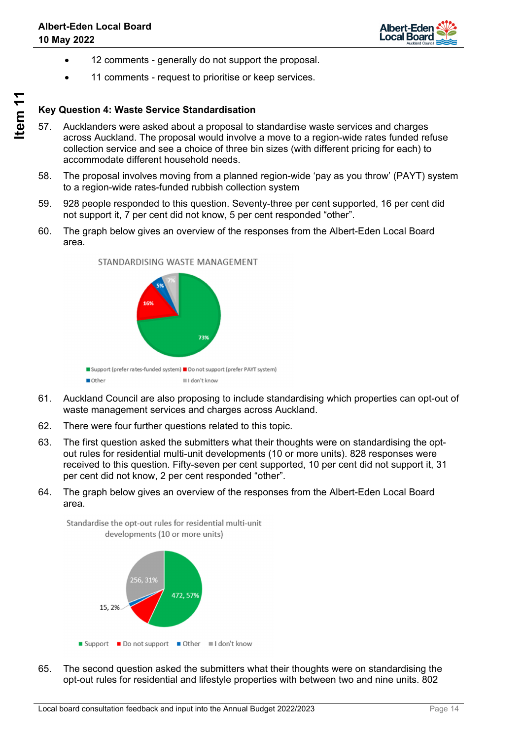- 12 comments - generally do not support the proposal.
- 11 comments - request to prioritise or keep services.

### Key Question 4: Waste Service Standardisation

57. Aucklanders were asked about a proposal to standardise waste services and charges across Auckland. The proposal would involve a move to a region-wide rates funded refuse collection service and see a choice of three bin sizes (with different pricing for each) to accommodate different household needs.

58. The proposal involves moving from a planned region-wide 'pay as you throw' (PAYT) system to a region-wide rates-funded rubbish collection system

59. 928 people responded to this question. Seventy-three per cent supported, 16 per cent did not support it, 7 per cent did not know, 5 per cent responded "other".

60. The graph below gives an overview of the responses from the Albert-Eden Local Board area.

STANDARDISING WASTE MANAGEMENT

| Response | Percentage |
|---|---|
| Support (prefer rates-funded system) | 73% |
| Do not support (prefer PAYT system) | 16% |
| Other | 5% |
| I don't know | 7% |

61. Auckland Council are also proposing to include standardising which properties can opt-out of waste management services and charges across Auckland.

62. There were four further questions related to this topic.

63. The first question asked the submitters what their thoughts were on standardising the opt-out rules for residential multi-unit developments (10 or more units). 828 responses were received to this question. Fifty-seven per cent supported, 10 per cent did not support it, 31 per cent did not know, 2 per cent responded "other".

64. The graph below gives an overview of the responses from the Albert-Eden Local Board area.

Standardise the opt-out rules for residential multi-unit developments (10 or more units)

| Response | Count, Percentage |
|---|---|
| Support | 472, 57% |
| Do not support | |
| Other | 15, 2% |
| I don't know | 256, 31% |

65. The second question asked the submitters what their thoughts were on standardising the opt-out rules for residential and lifestyle properties with between two and nine units. 802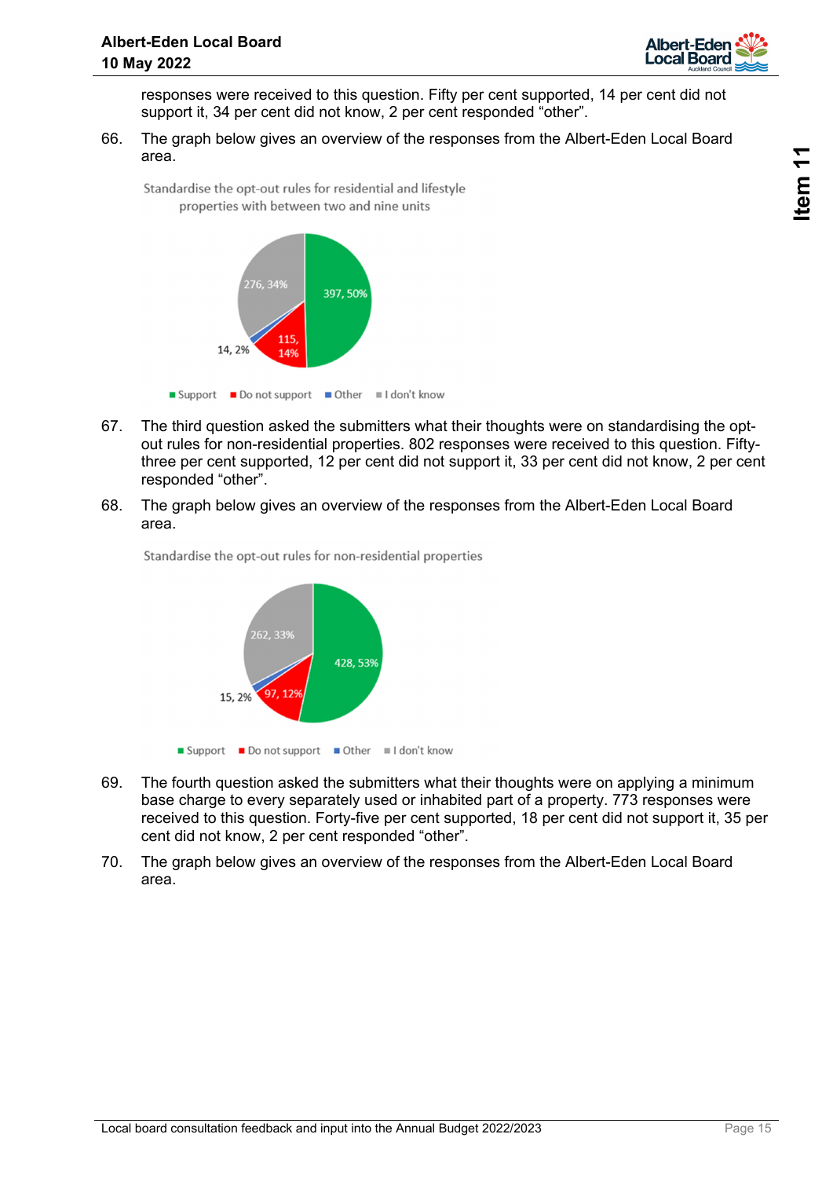responses were received to this question. Fifty per cent supported, 14 per cent did not support it, 34 per cent did not know, 2 per cent responded “other”.

66. The graph below gives an overview of the responses from the Albert-Eden Local Board area.

Standardise the opt-out rules for residential and lifestyle properties with between two and nine units

| Response | Count | Percentage |
|---|---|---|
| Support | 397 | 50% |
| Do not support | 115 | 14% |
| Other | 14 | 2% |
| I don't know | 276 | 34% |

67. The third question asked the submitters what their thoughts were on standardising the opt-out rules for non-residential properties. 802 responses were received to this question. Fifty-three per cent supported, 12 per cent did not support it, 33 per cent did not know, 2 per cent responded “other”.

68. The graph below gives an overview of the responses from the Albert-Eden Local Board area.

Standardise the opt-out rules for non-residential properties

| Response | Count | Percentage |
|---|---|---|
| Support | 428 | 53% |
| Do not support | 97 | 12% |
| Other | 15 | 2% |
| I don't know | 262 | 33% |

69. The fourth question asked the submitters what their thoughts were on applying a minimum base charge to every separately used or inhabited part of a property. 773 responses were received to this question. Forty-five per cent supported, 18 per cent did not support it, 35 per cent did not know, 2 per cent responded “other”.

70. The graph below gives an overview of the responses from the Albert-Eden Local Board area.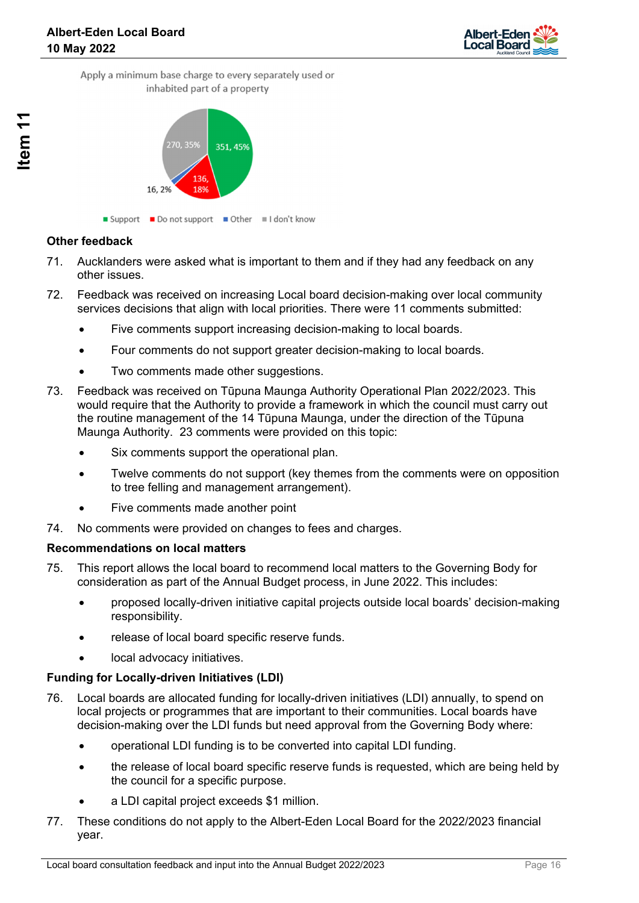Apply a minimum base charge to every separately used or inhabited part of a property

| Response | Count | Percentage |
|---|---|---|
| Support | 351 | 45% |
| Do not support | 136 | 18% |
| Other | 16 | 2% |
| I don't know | 270 | 35% |

### Other feedback

71. Aucklanders were asked what is important to them and if they had any feedback on any other issues.

72. Feedback was received on increasing Local board decision-making over local community services decisions that align with local priorities. There were 11 comments submitted:
    - Five comments support increasing decision-making to local boards.
    - Four comments do not support greater decision-making to local boards.
    - Two comments made other suggestions.

73. Feedback was received on Tūpuna Maunga Authority Operational Plan 2022/2023. This would require that the Authority to provide a framework in which the council must carry out the routine management of the 14 Tūpuna Maunga, under the direction of the Tūpuna Maunga Authority. 23 comments were provided on this topic:
    - Six comments support the operational plan.
    - Twelve comments do not support (key themes from the comments were on opposition to tree felling and management arrangement).
    - Five comments made another point

74. No comments were provided on changes to fees and charges.

### Recommendations on local matters

75. This report allows the local board to recommend local matters to the Governing Body for consideration as part of the Annual Budget process, in June 2022. This includes:
    - proposed locally-driven initiative capital projects outside local boards' decision-making responsibility.
    - release of local board specific reserve funds.
    - local advocacy initiatives.

### Funding for Locally-driven Initiatives (LDI)

76. Local boards are allocated funding for locally-driven initiatives (LDI) annually, to spend on local projects or programmes that are important to their communities. Local boards have decision-making over the LDI funds but need approval from the Governing Body where:
    - operational LDI funding is to be converted into capital LDI funding.
    - the release of local board specific reserve funds is requested, which are being held by the council for a specific purpose.
    - a LDI capital project exceeds $1 million.

77. These conditions do not apply to the Albert-Eden Local Board for the 2022/2023 financial year.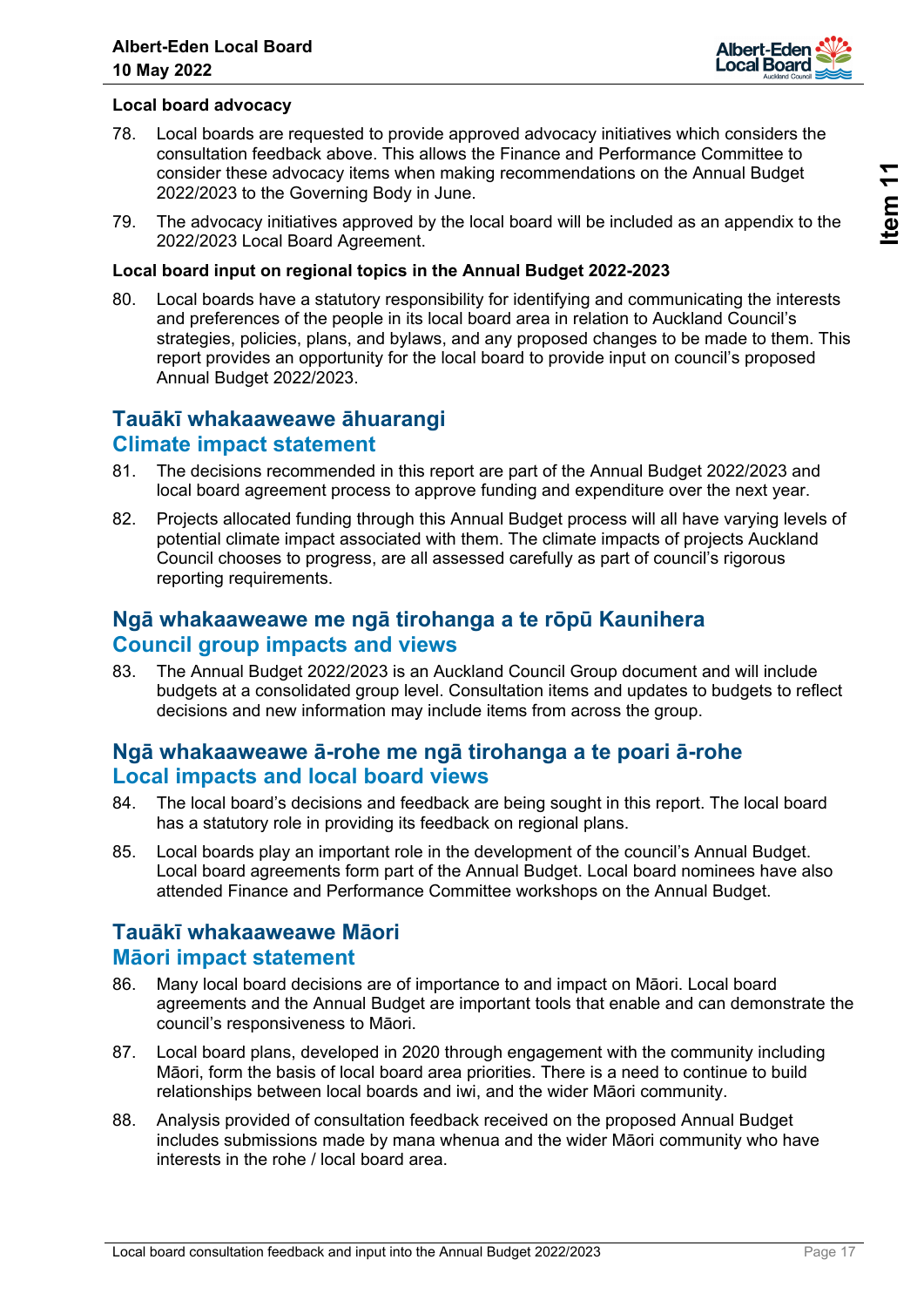### Local board advocacy

78. Local boards are requested to provide approved advocacy initiatives which considers the consultation feedback above. This allows the Finance and Performance Committee to consider these advocacy items when making recommendations on the Annual Budget 2022/2023 to the Governing Body in June.

79. The advocacy initiatives approved by the local board will be included as an appendix to the 2022/2023 Local Board Agreement.

### Local board input on regional topics in the Annual Budget 2022-2023

80. Local boards have a statutory responsibility for identifying and communicating the interests and preferences of the people in its local board area in relation to Auckland Council's strategies, policies, plans, and bylaws, and any proposed changes to be made to them. This report provides an opportunity for the local board to provide input on council's proposed Annual Budget 2022/2023.

## Tauākī whakaaweawe āhuarangi
## Climate impact statement

81. The decisions recommended in this report are part of the Annual Budget 2022/2023 and local board agreement process to approve funding and expenditure over the next year.

82. Projects allocated funding through this Annual Budget process will all have varying levels of potential climate impact associated with them. The climate impacts of projects Auckland Council chooses to progress, are all assessed carefully as part of council's rigorous reporting requirements.

## Ngā whakaaweawe me ngā tirohanga a te rōpū Kaunihera
## Council group impacts and views

83. The Annual Budget 2022/2023 is an Auckland Council Group document and will include budgets at a consolidated group level. Consultation items and updates to budgets to reflect decisions and new information may include items from across the group.

## Ngā whakaaweawe ā-rohe me ngā tirohanga a te poari ā-rohe
## Local impacts and local board views

84. The local board's decisions and feedback are being sought in this report. The local board has a statutory role in providing its feedback on regional plans.

85. Local boards play an important role in the development of the council's Annual Budget. Local board agreements form part of the Annual Budget. Local board nominees have also attended Finance and Performance Committee workshops on the Annual Budget.

## Tauākī whakaaweawe Māori
## Māori impact statement

86. Many local board decisions are of importance to and impact on Māori. Local board agreements and the Annual Budget are important tools that enable and can demonstrate the council's responsiveness to Māori.

87. Local board plans, developed in 2020 through engagement with the community including Māori, form the basis of local board area priorities. There is a need to continue to build relationships between local boards and iwi, and the wider Māori community.

88. Analysis provided of consultation feedback received on the proposed Annual Budget includes submissions made by mana whenua and the wider Māori community who have interests in the rohe / local board area.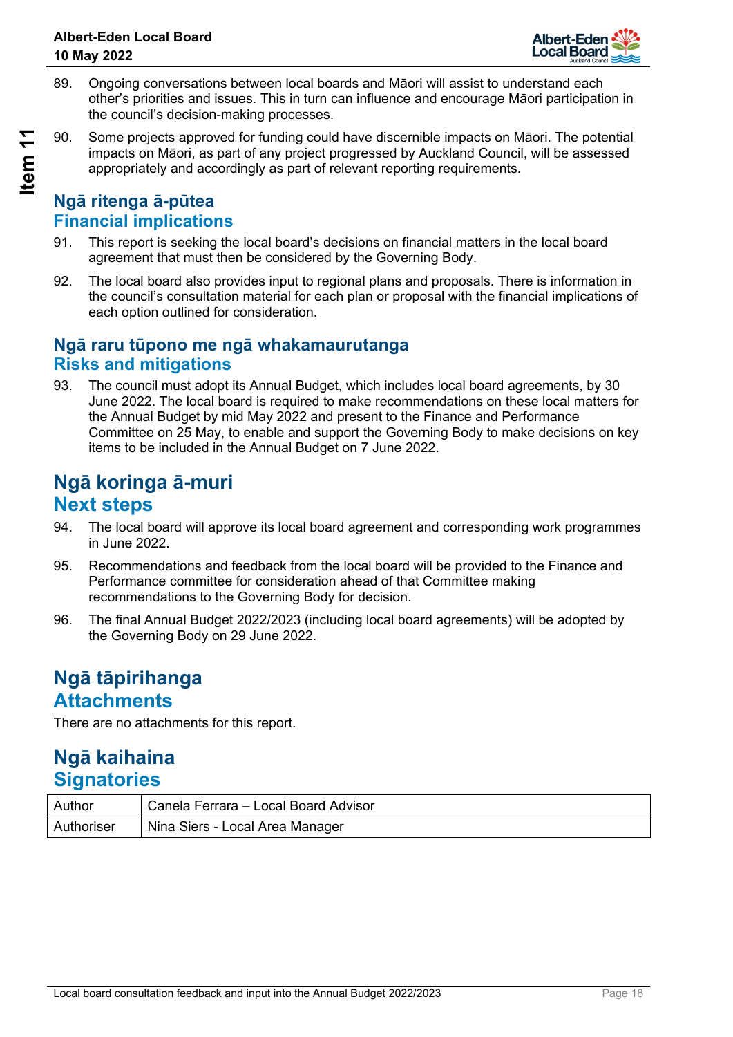89. Ongoing conversations between local boards and Māori will assist to understand each other's priorities and issues. This in turn can influence and encourage Māori participation in the council's decision-making processes.

90. Some projects approved for funding could have discernible impacts on Māori. The potential impacts on Māori, as part of any project progressed by Auckland Council, will be assessed appropriately and accordingly as part of relevant reporting requirements.

### Ngā ritenga ā-pūtea
### Financial implications

91. This report is seeking the local board's decisions on financial matters in the local board agreement that must then be considered by the Governing Body.

92. The local board also provides input to regional plans and proposals. There is information in the council's consultation material for each plan or proposal with the financial implications of each option outlined for consideration.

### Ngā raru tūpono me ngā whakamaurutanga
### Risks and mitigations

93. The council must adopt its Annual Budget, which includes local board agreements, by 30 June 2022. The local board is required to make recommendations on these local matters for the Annual Budget by mid May 2022 and present to the Finance and Performance Committee on 25 May, to enable and support the Governing Body to make decisions on key items to be included in the Annual Budget on 7 June 2022.

## Ngā koringa ā-muri
## Next steps

94. The local board will approve its local board agreement and corresponding work programmes in June 2022.

95. Recommendations and feedback from the local board will be provided to the Finance and Performance committee for consideration ahead of that Committee making recommendations to the Governing Body for decision.

96. The final Annual Budget 2022/2023 (including local board agreements) will be adopted by the Governing Body on 29 June 2022.

## Ngā tāpirihanga
## Attachments

There are no attachments for this report.

## Ngā kaihaina
## Signatories

| Author | Canela Ferrara – Local Board Advisor |
|---|---|
| Authoriser | Nina Siers - Local Area Manager |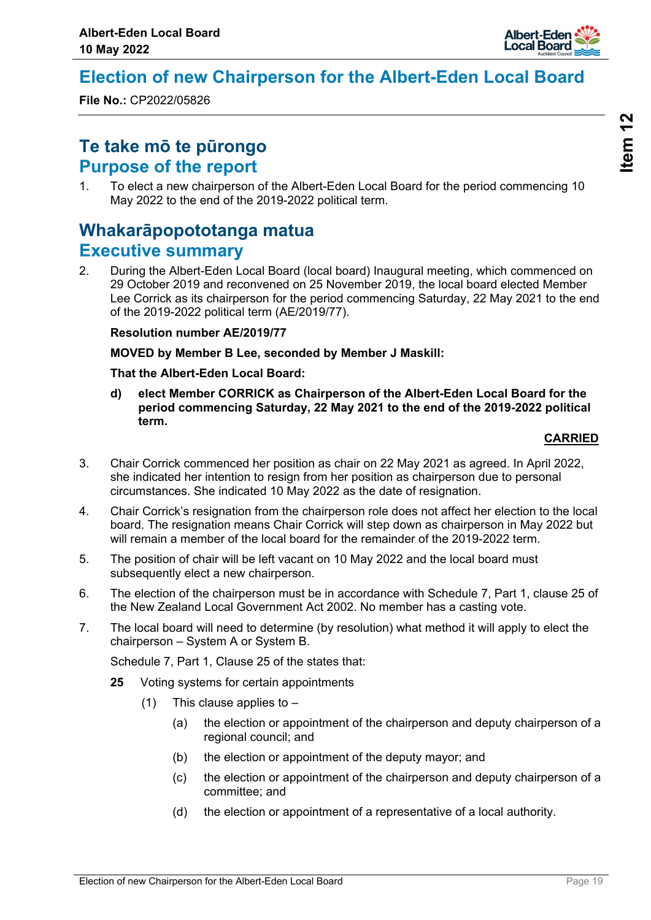# Election of new Chairperson for the Albert-Eden Local Board

**File No.:** CP2022/05826

## Te take mō te pūrongo
## Purpose of the report

1. To elect a new chairperson of the Albert-Eden Local Board for the period commencing 10 May 2022 to the end of the 2019-2022 political term.

## Whakarāpopototanga matua
## Executive summary

2. During the Albert-Eden Local Board (local board) Inaugural meeting, which commenced on 29 October 2019 and reconvened on 25 November 2019, the local board elected Member Lee Corrick as its chairperson for the period commencing Saturday, 22 May 2021 to the end of the 2019-2022 political term (AE/2019/77).

   **Resolution number AE/2019/77**

   **MOVED by Member B Lee, seconded by Member J Maskill:**

   **That the Albert-Eden Local Board:**

   **d) elect Member CORRICK as Chairperson of the Albert-Eden Local Board for the period commencing Saturday, 22 May 2021 to the end of the 2019-2022 political term.**

   **CARRIED**

3. Chair Corrick commenced her position as chair on 22 May 2021 as agreed. In April 2022, she indicated her intention to resign from her position as chairperson due to personal circumstances. She indicated 10 May 2022 as the date of resignation.

4. Chair Corrick's resignation from the chairperson role does not affect her election to the local board. The resignation means Chair Corrick will step down as chairperson in May 2022 but will remain a member of the local board for the remainder of the 2019-2022 term.

5. The position of chair will be left vacant on 10 May 2022 and the local board must subsequently elect a new chairperson.

6. The election of the chairperson must be in accordance with Schedule 7, Part 1, clause 25 of the New Zealand Local Government Act 2002. No member has a casting vote.

7. The local board will need to determine (by resolution) what method it will apply to elect the chairperson – System A or System B.

   Schedule 7, Part 1, Clause 25 of the states that:

   **25** Voting systems for certain appointments

   (1) This clause applies to –

   (a) the election or appointment of the chairperson and deputy chairperson of a regional council; and

   (b) the election or appointment of the deputy mayor; and

   (c) the election or appointment of the chairperson and deputy chairperson of a committee; and

   (d) the election or appointment of a representative of a local authority.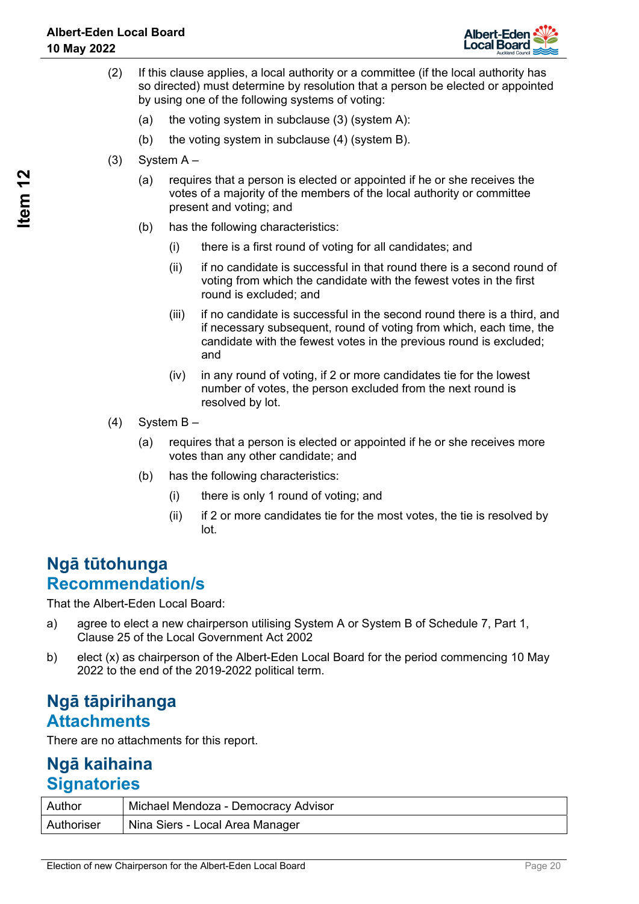(2) If this clause applies, a local authority or a committee (if the local authority has so directed) must determine by resolution that a person be elected or appointed by using one of the following systems of voting:

- (a) the voting system in subclause (3) (system A):
- (b) the voting system in subclause (4) (system B).

(3) System A –

- (a) requires that a person is elected or appointed if he or she receives the votes of a majority of the members of the local authority or committee present and voting; and
- (b) has the following characteristics:
  - (i) there is a first round of voting for all candidates; and
  - (ii) if no candidate is successful in that round there is a second round of voting from which the candidate with the fewest votes in the first round is excluded; and
  - (iii) if no candidate is successful in the second round there is a third, and if necessary subsequent, round of voting from which, each time, the candidate with the fewest votes in the previous round is excluded; and
  - (iv) in any round of voting, if 2 or more candidates tie for the lowest number of votes, the person excluded from the next round is resolved by lot.

(4) System B –

- (a) requires that a person is elected or appointed if he or she receives more votes than any other candidate; and
- (b) has the following characteristics:
  - (i) there is only 1 round of voting; and
  - (ii) if 2 or more candidates tie for the most votes, the tie is resolved by lot.

## Ngā tūtohunga
## Recommendation/s

That the Albert-Eden Local Board:

a) agree to elect a new chairperson utilising System A or System B of Schedule 7, Part 1, Clause 25 of the Local Government Act 2002

b) elect (x) as chairperson of the Albert-Eden Local Board for the period commencing 10 May 2022 to the end of the 2019-2022 political term.

## Ngā tāpirihanga
## Attachments

There are no attachments for this report.

## Ngā kaihaina
## Signatories

| | |
|---|---|
| Author | Michael Mendoza - Democracy Advisor |
| Authoriser | Nina Siers - Local Area Manager |